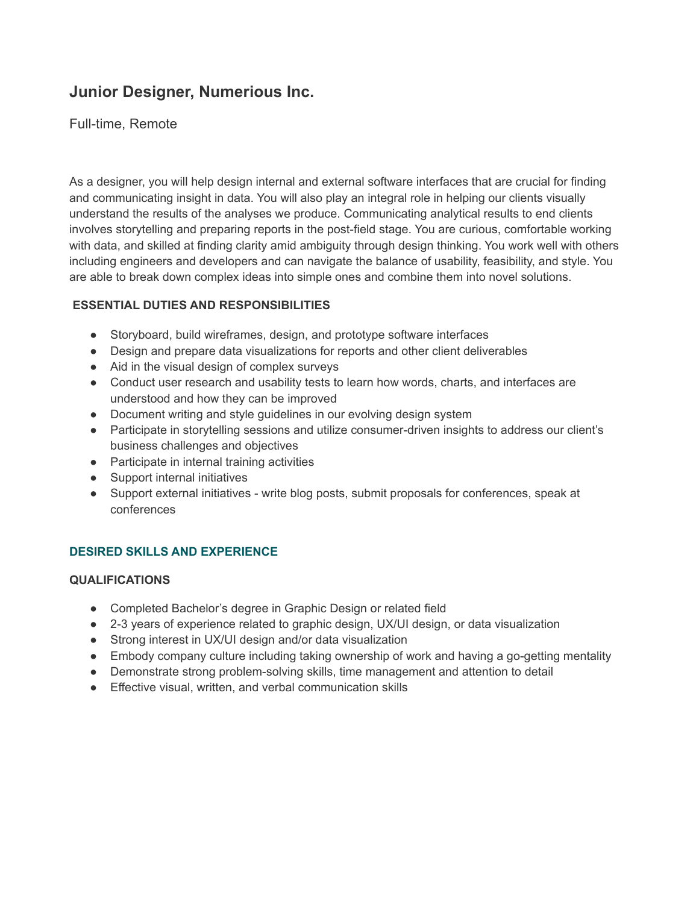# Junior Designer, Numerious Inc.

Full-time, Remote

As a designer, you will help design internal and external software interfaces that are crucial for finding and communicating insight in data. You will also play an integral role in helping our clients visually understand the results of the analyses we produce. Communicating analytical results to end clients involves storytelling and preparing reports in the post-field stage. You are curious, comfortable working with data, and skilled at finding clarity amid ambiguity through design thinking. You work well with others including engineers and developers and can navigate the balance of usability, feasibility, and style. You are able to break down complex ideas into simple ones and combine them into novel solutions.

**ESSENTIAL DUTIES AND RESPONSIBILITIES**

- Storyboard, build wireframes, design, and prototype software interfaces
- Design and prepare data visualizations for reports and other client deliverables
- Aid in the visual design of complex surveys
- Conduct user research and usability tests to learn how words, charts, and interfaces are understood and how they can be improved
- Document writing and style guidelines in our evolving design system
- Participate in storytelling sessions and utilize consumer-driven insights to address our client's business challenges and objectives
- Participate in internal training activities
- Support internal initiatives
- Support external initiatives - write blog posts, submit proposals for conferences, speak at conferences

**DESIRED SKILLS AND EXPERIENCE**

**QUALIFICATIONS**

- Completed Bachelor's degree in Graphic Design or related field
- 2-3 years of experience related to graphic design, UX/UI design, or data visualization
- Strong interest in UX/UI design and/or data visualization
- Embody company culture including taking ownership of work and having a go-getting mentality
- Demonstrate strong problem-solving skills, time management and attention to detail
- Effective visual, written, and verbal communication skills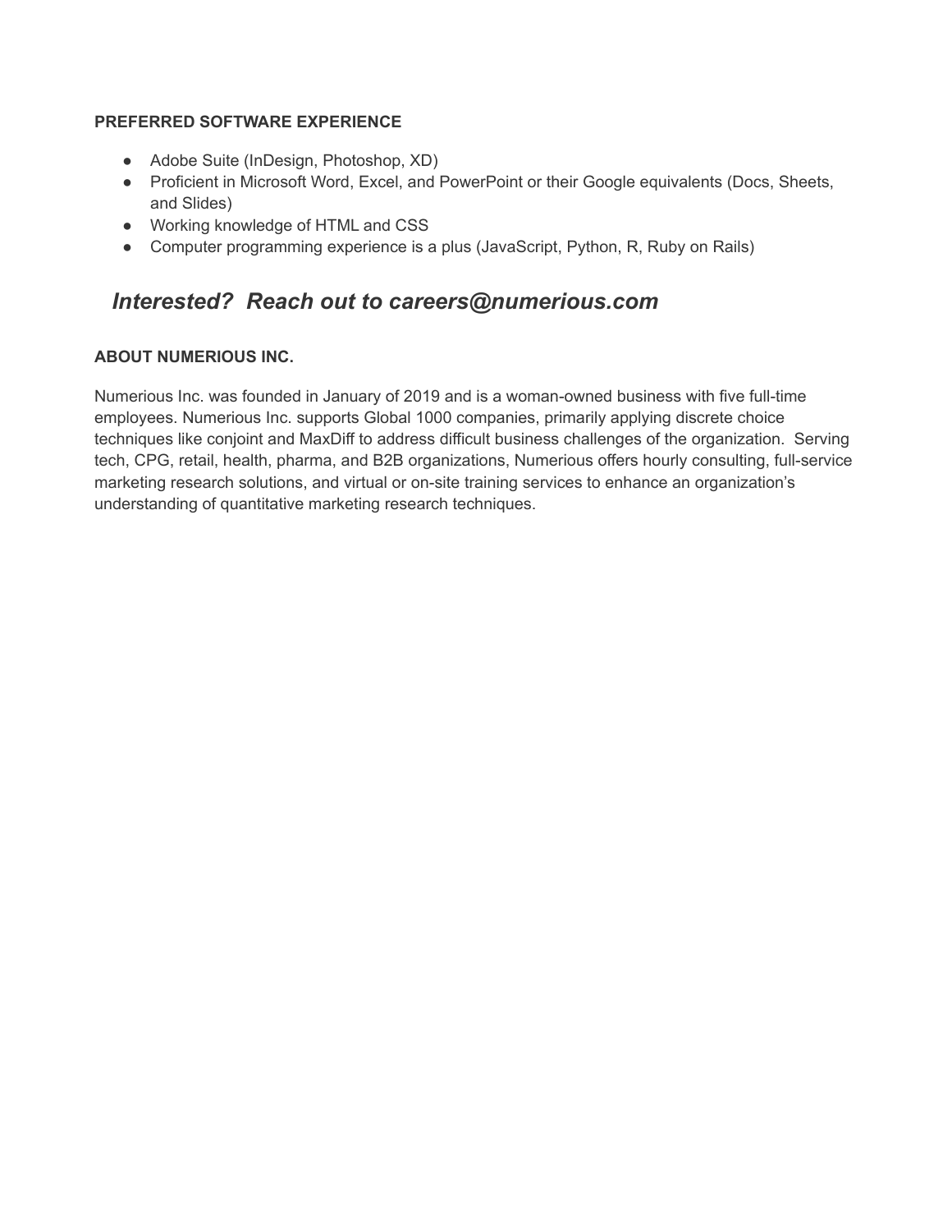**PREFERRED SOFTWARE EXPERIENCE**

- Adobe Suite (InDesign, Photoshop, XD)
- Proficient in Microsoft Word, Excel, and PowerPoint or their Google equivalents (Docs, Sheets, and Slides)
- Working knowledge of HTML and CSS
- Computer programming experience is a plus (JavaScript, Python, R, Ruby on Rails)

## ***Interested? Reach out to careers@numerious.com***

**ABOUT NUMERIOUS INC.**

Numerious Inc. was founded in January of 2019 and is a woman-owned business with five full-time employees. Numerious Inc. supports Global 1000 companies, primarily applying discrete choice techniques like conjoint and MaxDiff to address difficult business challenges of the organization. Serving tech, CPG, retail, health, pharma, and B2B organizations, Numerious offers hourly consulting, full-service marketing research solutions, and virtual or on-site training services to enhance an organization's understanding of quantitative marketing research techniques.